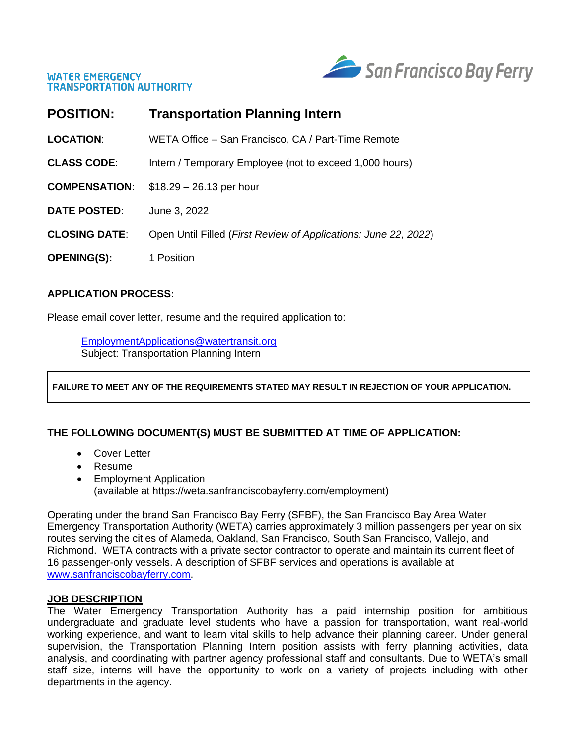WATER EMERGENCY
TRANSPORTATION AUTHORITY

San Francisco Bay Ferry

# POSITION: Transportation Planning Intern

**LOCATION**: WETA Office – San Francisco, CA / Part-Time Remote

**CLASS CODE**: Intern / Temporary Employee (not to exceed 1,000 hours)

**COMPENSATION**: $18.29 – 26.13 per hour

**DATE POSTED**: June 3, 2022

**CLOSING DATE**: Open Until Filled (*First Review of Applications: June 22, 2022*)

**OPENING(S):** 1 Position

## APPLICATION PROCESS:

Please email cover letter, resume and the required application to:

> EmploymentApplications@watertransit.org
> Subject: Transportation Planning Intern

**FAILURE TO MEET ANY OF THE REQUIREMENTS STATED MAY RESULT IN REJECTION OF YOUR APPLICATION.**

## THE FOLLOWING DOCUMENT(S) MUST BE SUBMITTED AT TIME OF APPLICATION:

- Cover Letter
- Resume
- Employment Application
  (available at https://weta.sanfranciscobayferry.com/employment)

Operating under the brand San Francisco Bay Ferry (SFBF), the San Francisco Bay Area Water Emergency Transportation Authority (WETA) carries approximately 3 million passengers per year on six routes serving the cities of Alameda, Oakland, San Francisco, South San Francisco, Vallejo, and Richmond. WETA contracts with a private sector contractor to operate and maintain its current fleet of 16 passenger-only vessels. A description of SFBF services and operations is available at www.sanfranciscobayferry.com.

## JOB DESCRIPTION

The Water Emergency Transportation Authority has a paid internship position for ambitious undergraduate and graduate level students who have a passion for transportation, want real-world working experience, and want to learn vital skills to help advance their planning career. Under general supervision, the Transportation Planning Intern position assists with ferry planning activities, data analysis, and coordinating with partner agency professional staff and consultants. Due to WETA's small staff size, interns will have the opportunity to work on a variety of projects including with other departments in the agency.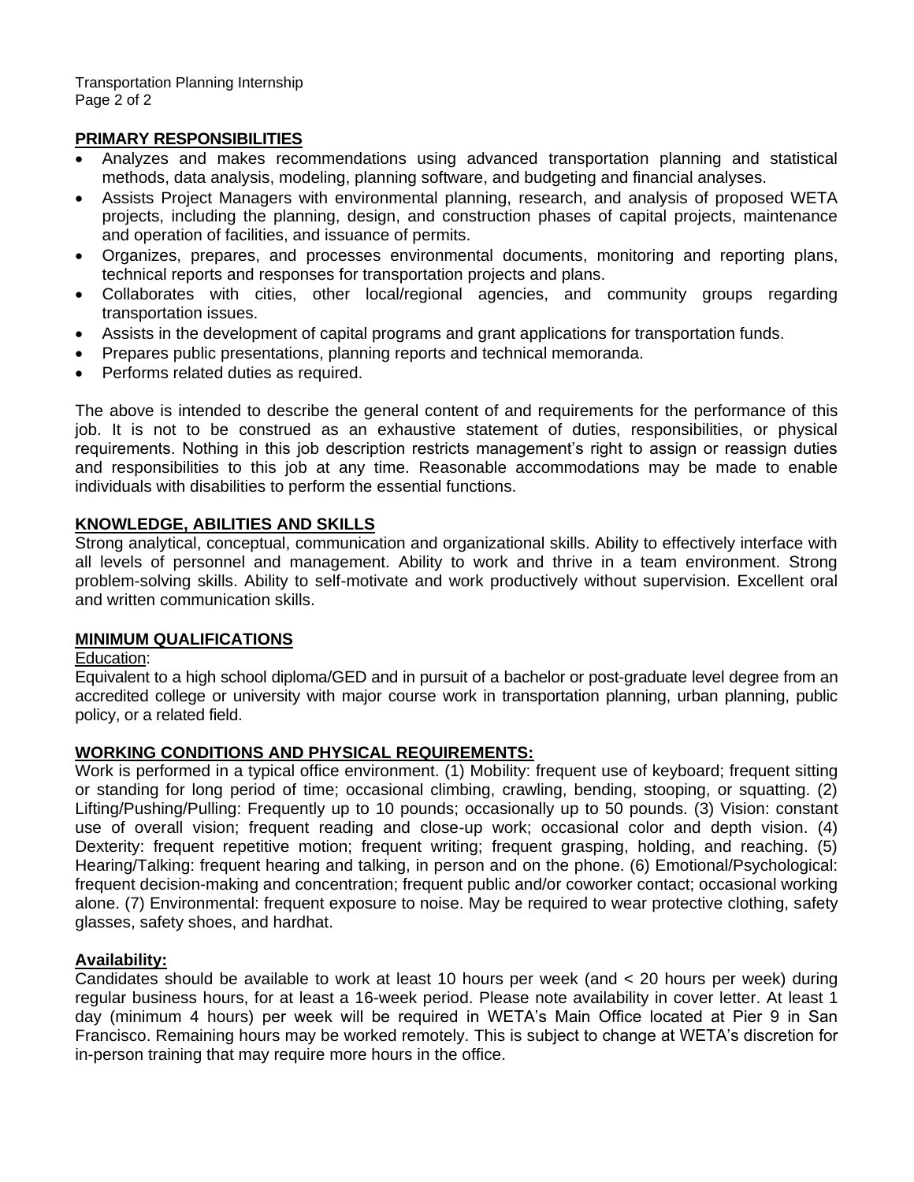## PRIMARY RESPONSIBILITIES

- Analyzes and makes recommendations using advanced transportation planning and statistical methods, data analysis, modeling, planning software, and budgeting and financial analyses.
- Assists Project Managers with environmental planning, research, and analysis of proposed WETA projects, including the planning, design, and construction phases of capital projects, maintenance and operation of facilities, and issuance of permits.
- Organizes, prepares, and processes environmental documents, monitoring and reporting plans, technical reports and responses for transportation projects and plans.
- Collaborates with cities, other local/regional agencies, and community groups regarding transportation issues.
- Assists in the development of capital programs and grant applications for transportation funds.
- Prepares public presentations, planning reports and technical memoranda.
- Performs related duties as required.

The above is intended to describe the general content of and requirements for the performance of this job. It is not to be construed as an exhaustive statement of duties, responsibilities, or physical requirements. Nothing in this job description restricts management's right to assign or reassign duties and responsibilities to this job at any time. Reasonable accommodations may be made to enable individuals with disabilities to perform the essential functions.

## KNOWLEDGE, ABILITIES AND SKILLS

Strong analytical, conceptual, communication and organizational skills. Ability to effectively interface with all levels of personnel and management. Ability to work and thrive in a team environment. Strong problem-solving skills. Ability to self-motivate and work productively without supervision. Excellent oral and written communication skills.

## MINIMUM QUALIFICATIONS

Education:

Equivalent to a high school diploma/GED and in pursuit of a bachelor or post-graduate level degree from an accredited college or university with major course work in transportation planning, urban planning, public policy, or a related field.

## WORKING CONDITIONS AND PHYSICAL REQUIREMENTS:

Work is performed in a typical office environment. (1) Mobility: frequent use of keyboard; frequent sitting or standing for long period of time; occasional climbing, crawling, bending, stooping, or squatting. (2) Lifting/Pushing/Pulling: Frequently up to 10 pounds; occasionally up to 50 pounds. (3) Vision: constant use of overall vision; frequent reading and close-up work; occasional color and depth vision. (4) Dexterity: frequent repetitive motion; frequent writing; frequent grasping, holding, and reaching. (5) Hearing/Talking: frequent hearing and talking, in person and on the phone. (6) Emotional/Psychological: frequent decision-making and concentration; frequent public and/or coworker contact; occasional working alone. (7) Environmental: frequent exposure to noise. May be required to wear protective clothing, safety glasses, safety shoes, and hardhat.

## Availability:

Candidates should be available to work at least 10 hours per week (and < 20 hours per week) during regular business hours, for at least a 16-week period. Please note availability in cover letter. At least 1 day (minimum 4 hours) per week will be required in WETA's Main Office located at Pier 9 in San Francisco. Remaining hours may be worked remotely. This is subject to change at WETA's discretion for in-person training that may require more hours in the office.